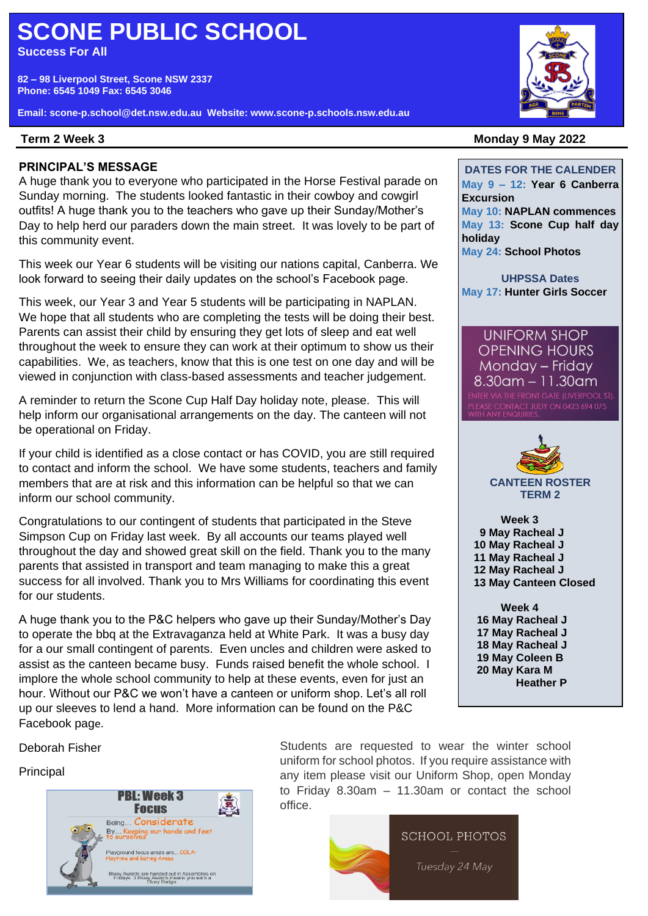# SCONE PUBLIC SCHOOL

**Success For All**

**82 – 98 Liverpool Street, Scone NSW 2337**
**Phone: 6545 1049 Fax: 6545 3046**

**Email: scone-p.school@det.nsw.edu.au Website: www.scone-p.schools.nsw.edu.au**

**Term 2 Week 3** **Monday 9 May 2022**

## PRINCIPAL'S MESSAGE

A huge thank you to everyone who participated in the Horse Festival parade on Sunday morning. The students looked fantastic in their cowboy and cowgirl outfits! A huge thank you to the teachers who gave up their Sunday/Mother's Day to help herd our paraders down the main street. It was lovely to be part of this community event.

This week our Year 6 students will be visiting our nations capital, Canberra. We look forward to seeing their daily updates on the school's Facebook page.

This week, our Year 3 and Year 5 students will be participating in NAPLAN. We hope that all students who are completing the tests will be doing their best. Parents can assist their child by ensuring they get lots of sleep and eat well throughout the week to ensure they can work at their optimum to show us their capabilities. We, as teachers, know that this is one test on one day and will be viewed in conjunction with class-based assessments and teacher judgement.

A reminder to return the Scone Cup Half Day holiday note, please. This will help inform our organisational arrangements on the day. The canteen will not be operational on Friday.

If your child is identified as a close contact or has COVID, you are still required to contact and inform the school. We have some students, teachers and family members that are at risk and this information can be helpful so that we can inform our school community.

Congratulations to our contingent of students that participated in the Steve Simpson Cup on Friday last week. By all accounts our teams played well throughout the day and showed great skill on the field. Thank you to the many parents that assisted in transport and team managing to make this a great success for all involved. Thank you to Mrs Williams for coordinating this event for our students.

A huge thank you to the P&C helpers who gave up their Sunday/Mother's Day to operate the bbq at the Extravaganza held at White Park. It was a busy day for a our small contingent of parents. Even uncles and children were asked to assist as the canteen became busy. Funds raised benefit the whole school. I implore the whole school community to help at these events, even for just an hour. Without our P&C we won't have a canteen or uniform shop. Let's all roll up our sleeves to lend a hand. More information can be found on the P&C Facebook page.

Deborah Fisher

Principal

**PBL: Week 3 Focus**

Being… Considerate

By… Keeping our hands and feet to ourselves

Playground focus areas are…COLA-Playtime and Eating Areas.

Bluey Awards are handed out in Assemblies on Fridays. 3 Bluey Awards means you earn a Bluey Badge

Students are requested to wear the winter school uniform for school photos. If you require assistance with any item please visit our Uniform Shop, open Monday to Friday 8.30am – 11.30am or contact the school office.

SCHOOL PHOTOS

Tuesday 24 May

### DATES FOR THE CALENDER

**May 9 – 12:** Year 6 Canberra Excursion
**May 10:** NAPLAN commences
**May 13:** Scone Cup half day holiday
**May 24:** School Photos

### UHPSSA Dates

**May 17:** Hunter Girls Soccer

### UNIFORM SHOP OPENING HOURS

Monday – Friday
8.30am – 11.30am

ENTER VIA THE FRONT GATE (LIVERPOOL ST). PLEASE CONTACT JUDY ON 0423 694 075 WITH ANY ENQUIRIES.

### CANTEEN ROSTER TERM 2

**Week 3**
9 May Racheal J
10 May Racheal J
11 May Racheal J
12 May Racheal J
13 May Canteen Closed

**Week 4**
16 May Racheal J
17 May Racheal J
18 May Racheal J
19 May Coleen B
20 May Kara M
Heather P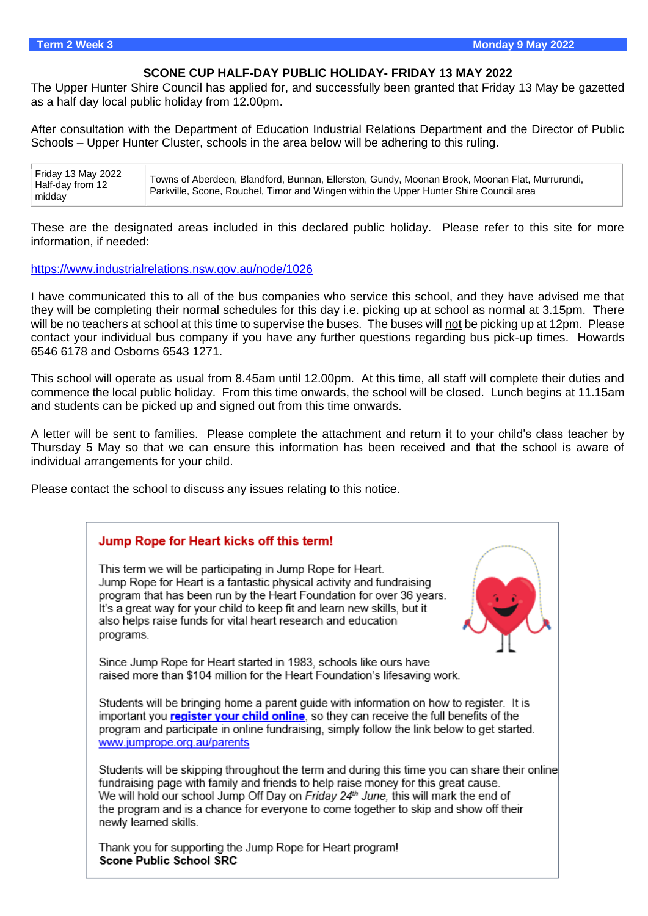## SCONE CUP HALF-DAY PUBLIC HOLIDAY- FRIDAY 13 MAY 2022

The Upper Hunter Shire Council has applied for, and successfully been granted that Friday 13 May be gazetted as a half day local public holiday from 12.00pm.

After consultation with the Department of Education Industrial Relations Department and the Director of Public Schools – Upper Hunter Cluster, schools in the area below will be adhering to this ruling.

| | |
|---|---|
| Friday 13 May 2022 Half-day from 12 midday | Towns of Aberdeen, Blandford, Bunnan, Ellerston, Gundy, Moonan Brook, Moonan Flat, Murrurundi, Parkville, Scone, Rouchel, Timor and Wingen within the Upper Hunter Shire Council area |

These are the designated areas included in this declared public holiday. Please refer to this site for more information, if needed:

https://www.industrialrelations.nsw.gov.au/node/1026

I have communicated this to all of the bus companies who service this school, and they have advised me that they will be completing their normal schedules for this day i.e. picking up at school as normal at 3.15pm. There will be no teachers at school at this time to supervise the buses. The buses will not be picking up at 12pm. Please contact your individual bus company if you have any further questions regarding bus pick-up times. Howards 6546 6178 and Osborns 6543 1271.

This school will operate as usual from 8.45am until 12.00pm. At this time, all staff will complete their duties and commence the local public holiday. From this time onwards, the school will be closed. Lunch begins at 11.15am and students can be picked up and signed out from this time onwards.

A letter will be sent to families. Please complete the attachment and return it to your child's class teacher by Thursday 5 May so that we can ensure this information has been received and that the school is aware of individual arrangements for your child.

Please contact the school to discuss any issues relating to this notice.

## Jump Rope for Heart kicks off this term!

This term we will be participating in Jump Rope for Heart. Jump Rope for Heart is a fantastic physical activity and fundraising program that has been run by the Heart Foundation for over 36 years. It's a great way for your child to keep fit and learn new skills, but it also helps raise funds for vital heart research and education programs.

Since Jump Rope for Heart started in 1983, schools like ours have raised more than $104 million for the Heart Foundation's lifesaving work.

Students will be bringing home a parent guide with information on how to register. It is important you **register your child online**, so they can receive the full benefits of the program and participate in online fundraising, simply follow the link below to get started. www.jumprope.org.au/parents

Students will be skipping throughout the term and during this time you can share their online fundraising page with family and friends to help raise money for this great cause. We will hold our school Jump Off Day on *Friday 24th June,* this will mark the end of the program and is a chance for everyone to come together to skip and show off their newly learned skills.

Thank you for supporting the Jump Rope for Heart program!
**Scone Public School SRC**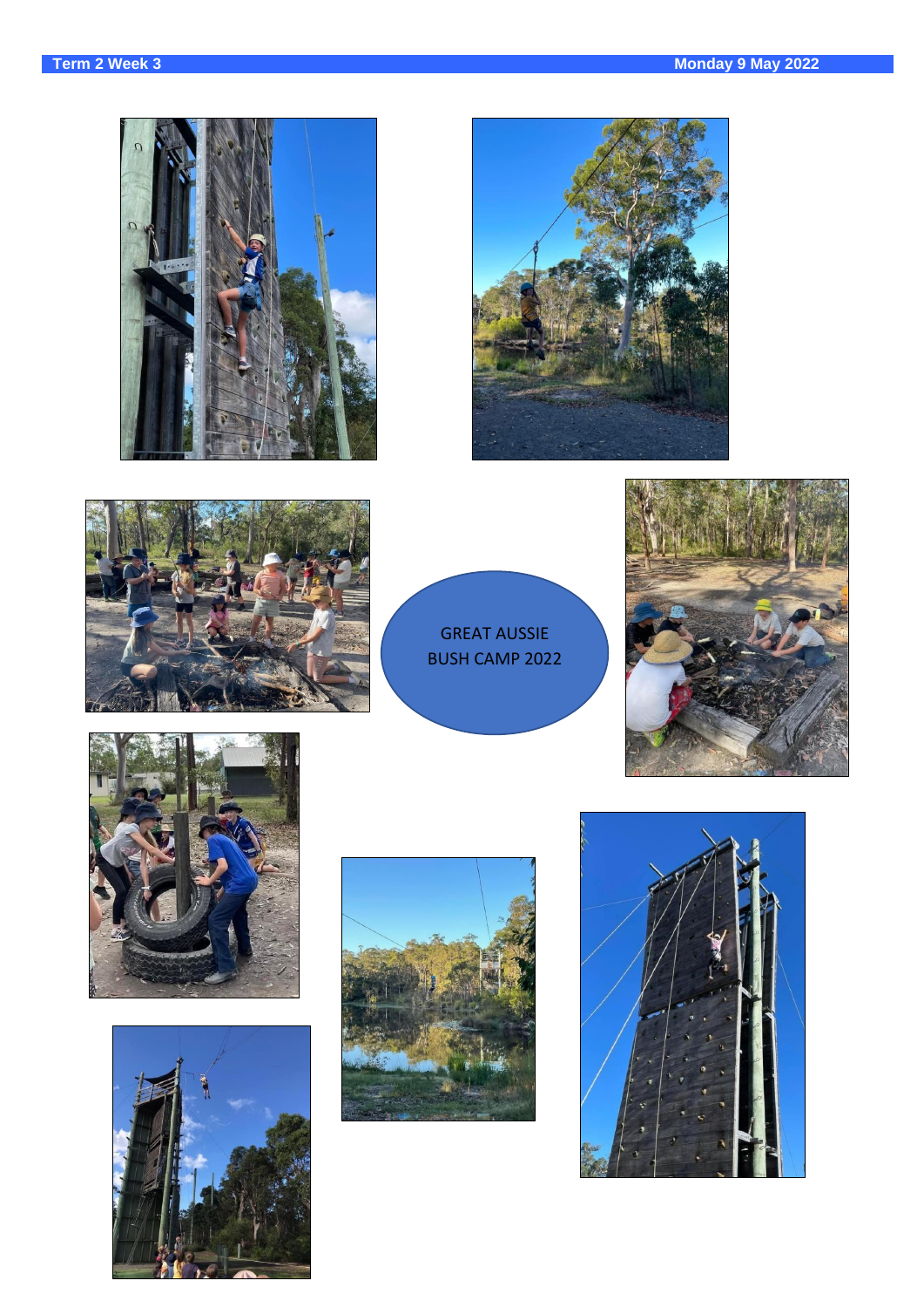GREAT AUSSIE BUSH CAMP 2022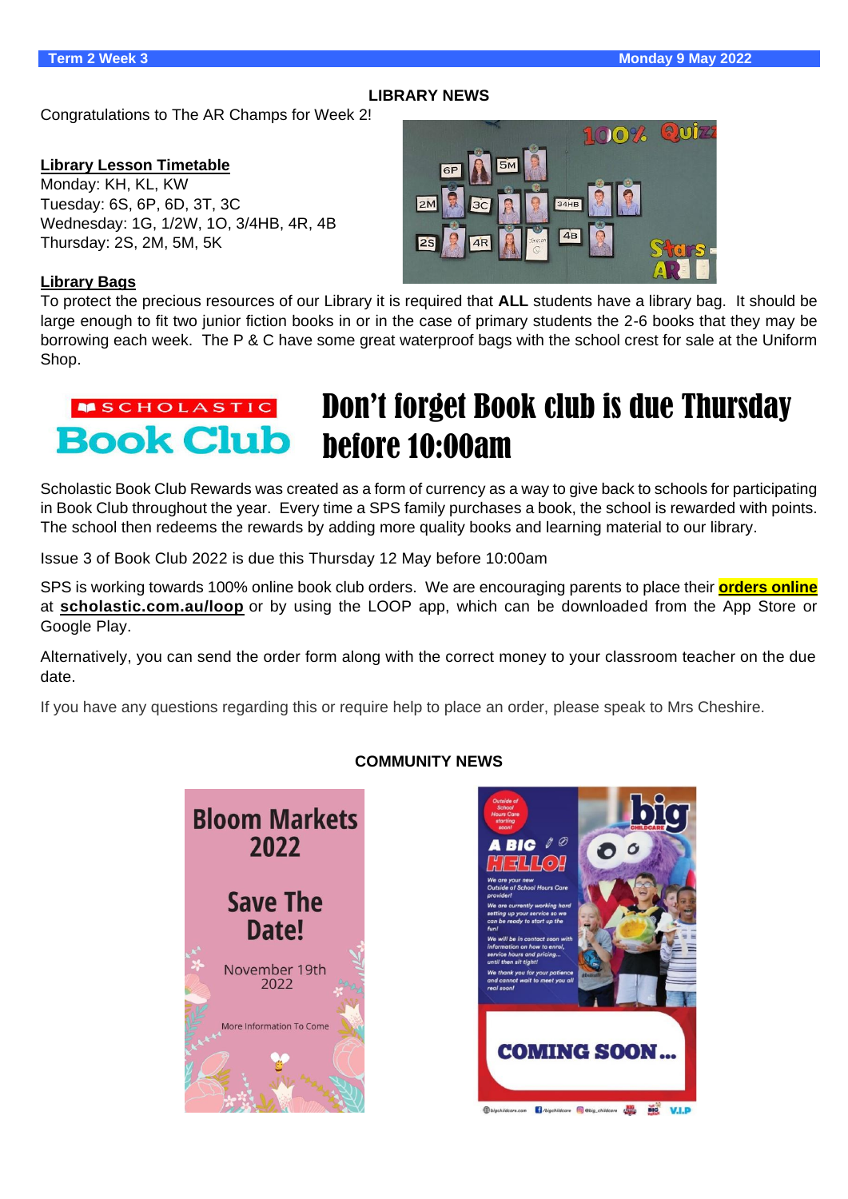## LIBRARY NEWS

Congratulations to The AR Champs for Week 2!

**Library Lesson Timetable**

Monday: KH, KL, KW
Tuesday: 6S, 6P, 6D, 3T, 3C
Wednesday: 1G, 1/2W, 1O, 3/4HB, 4R, 4B
Thursday: 2S, 2M, 5M, 5K

**Library Bags**

To protect the precious resources of our Library it is required that **ALL** students have a library bag. It should be large enough to fit two junior fiction books in or in the case of primary students the 2-6 books that they may be borrowing each week. The P & C have some great waterproof bags with the school crest for sale at the Uniform Shop.

SCHOLASTIC Book Club

# Don't forget Book club is due Thursday before 10:00am

Scholastic Book Club Rewards was created as a form of currency as a way to give back to schools for participating in Book Club throughout the year. Every time a SPS family purchases a book, the school is rewarded with points. The school then redeems the rewards by adding more quality books and learning material to our library.

Issue 3 of Book Club 2022 is due this Thursday 12 May before 10:00am

SPS is working towards 100% online book club orders. We are encouraging parents to place their **orders online** at **scholastic.com.au/loop** or by using the LOOP app, which can be downloaded from the App Store or Google Play.

Alternatively, you can send the order form along with the correct money to your classroom teacher on the due date.

If you have any questions regarding this or require help to place an order, please speak to Mrs Cheshire.

## COMMUNITY NEWS

Bloom Markets 2022

Save The Date!

November 19th 2022

More Information To Come

Outside of School Hours Care starting soon!

A BIG HELLO!

We are your new Outside of School Hours Care provider!

We are currently working hard setting up your service so we can be ready to start up the fun!

We will be in contact soon with information on how to enrol, service hours and pricing... until then sit tight!

We thank you for your patience and cannot wait to meet you all real soon!

big CHILDCARE

COMING SOON...